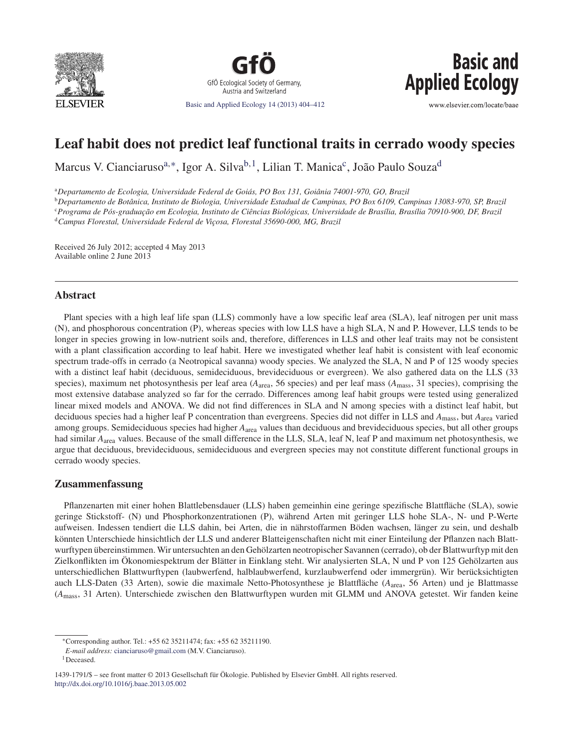# Leaf habit does not predict leaf functional traits in cerrado woody species

Marcus V. Cianciaruso[a,*], Igor A. Silva[b,1], Lilian T. Manica[c], João Paulo Souza[d]

[a]*Departamento de Ecologia, Universidade Federal de Goiás, PO Box 131, Goiânia 74001-970, GO, Brazil*
[b]*Departamento de Botânica, Instituto de Biologia, Universidade Estadual de Campinas, PO Box 6109, Campinas 13083-970, SP, Brazil*
[c]*Programa de Pós-graduação em Ecologia, Instituto de Ciências Biológicas, Universidade de Brasília, Brasília 70910-900, DF, Brazil*
[d]*Campus Florestal, Universidade Federal de Viçosa, Florestal 35690-000, MG, Brazil*

Received 26 July 2012; accepted 4 May 2013
Available online 2 June 2013

## Abstract

Plant species with a high leaf life span (LLS) commonly have a low specific leaf area (SLA), leaf nitrogen per unit mass (N), and phosphorous concentration (P), whereas species with low LLS have a high SLA, N and P. However, LLS tends to be longer in species growing in low-nutrient soils and, therefore, differences in LLS and other leaf traits may not be consistent with a plant classification according to leaf habit. Here we investigated whether leaf habit is consistent with leaf economic spectrum trade-offs in cerrado (a Neotropical savanna) woody species. We analyzed the SLA, N and P of 125 woody species with a distinct leaf habit (deciduous, semideciduous, brevideciduous or evergreen). We also gathered data on the LLS (33 species), maximum net photosynthesis per leaf area ($A_{area}$, 56 species) and per leaf mass ($A_{mass}$, 31 species), comprising the most extensive database analyzed so far for the cerrado. Differences among leaf habit groups were tested using generalized linear mixed models and ANOVA. We did not find differences in SLA and N among species with a distinct leaf habit, but deciduous species had a higher leaf P concentration than evergreens. Species did not differ in LLS and $A_{mass}$, but $A_{area}$ varied among groups. Semideciduous species had higher $A_{area}$ values than deciduous and brevideciduous species, but all other groups had similar $A_{area}$ values. Because of the small difference in the LLS, SLA, leaf N, leaf P and maximum net photosynthesis, we argue that deciduous, brevideciduous, semideciduous and evergreen species may not constitute different functional groups in cerrado woody species.

## Zusammenfassung

Pflanzenarten mit einer hohen Blattlebensdauer (LLS) haben gemeinhin eine geringe spezifische Blattfläche (SLA), sowie geringe Stickstoff- (N) und Phosphorkonzentrationen (P), während Arten mit geringer LLS hohe SLA-, N- und P-Werte aufweisen. Indessen tendiert die LLS dahin, bei Arten, die in nährstoffarmen Böden wachsen, länger zu sein, und deshalb könnten Unterschiede hinsichtlich der LLS und anderer Blatteigenschaften nicht mit einer Einteilung der Pflanzen nach Blattwurftypen übereinstimmen. Wir untersuchten an den Gehölzarten neotropischer Savannen (cerrado), ob der Blattwurftyp mit den Zielkonflikten im Ökonomiespektrum der Blätter in Einklang steht. Wir analysierten SLA, N und P von 125 Gehölzarten aus unterschiedlichen Blattwurftypen (laubwerfend, halblaubwerfend, kurzlaubwerfend oder immergrün). Wir berücksichtigten auch LLS-Daten (33 Arten), sowie die maximale Netto-Photosynthese je Blattfläche ($A_{area}$, 56 Arten) und je Blattmasse ($A_{mass}$, 31 Arten). Unterschiede zwischen den Blattwurftypen wurden mit GLMM und ANOVA getestet. Wir fanden keine

*Corresponding author. Tel.: +55 62 35211474; fax: +55 62 35211190.
*E-mail address:* cianciaruso@gmail.com (M.V. Cianciaruso).
[1]Deceased.

1439-1791/$ – see front matter © 2013 Gesellschaft für Ökologie. Published by Elsevier GmbH. All rights reserved.
http://dx.doi.org/10.1016/j.baae.2013.05.002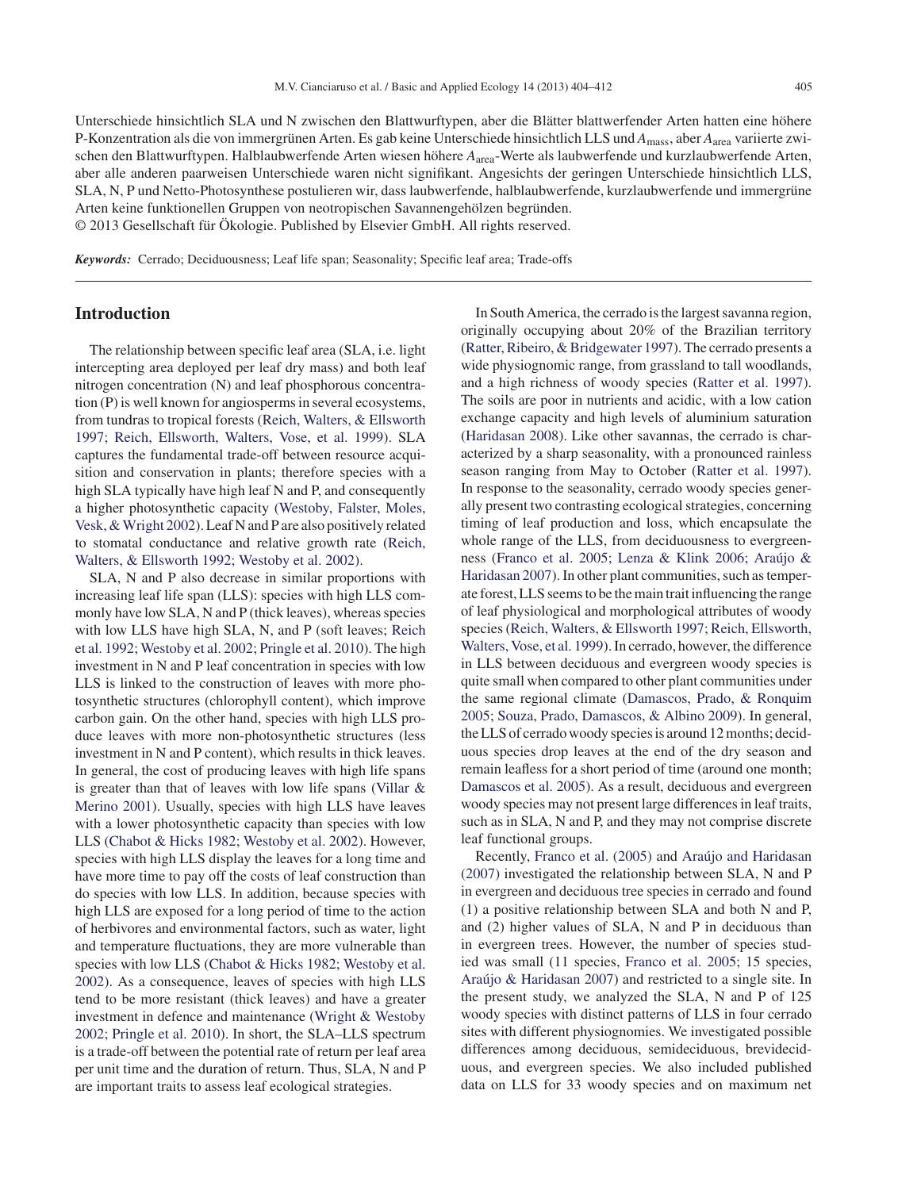Unterschiede hinsichtlich SLA und N zwischen den Blattwurftypen, aber die Blätter blattwerfender Arten hatten eine höhere P-Konzentration als die von immergrünen Arten. Es gab keine Unterschiede hinsichtlich LLS und $A_{mass}$, aber $A_{area}$ variierte zwischen den Blattwurftypen. Halblaubwerfende Arten wiesen höhere $A_{area}$-Werte als laubwerfende und kurzlaubwerfende Arten, aber alle anderen paarweisen Unterschiede waren nicht signifikant. Angesichts der geringen Unterschiede hinsichtlich LLS, SLA, N, P und Netto-Photosynthese postulieren wir, dass laubwerfende, halblaubwerfende, kurzlaubwerfende und immergrüne Arten keine funktionellen Gruppen von neotropischen Savannengehölzen begründen.
© 2013 Gesellschaft für Ökologie. Published by Elsevier GmbH. All rights reserved.

***Keywords:*** Cerrado; Deciduousness; Leaf life span; Seasonality; Specific leaf area; Trade-offs

## Introduction

The relationship between specific leaf area (SLA, i.e. light intercepting area deployed per leaf dry mass) and both leaf nitrogen concentration (N) and leaf phosphorous concentration (P) is well known for angiosperms in several ecosystems, from tundras to tropical forests (Reich, Walters, & Ellsworth 1997; Reich, Ellsworth, Walters, Vose, et al. 1999). SLA captures the fundamental trade-off between resource acquisition and conservation in plants; therefore species with a high SLA typically have high leaf N and P, and consequently a higher photosynthetic capacity (Westoby, Falster, Moles, Vesk, & Wright 2002). Leaf N and P are also positively related to stomatal conductance and relative growth rate (Reich, Walters, & Ellsworth 1992; Westoby et al. 2002).

SLA, N and P also decrease in similar proportions with increasing leaf life span (LLS): species with high LLS commonly have low SLA, N and P (thick leaves), whereas species with low LLS have high SLA, N, and P (soft leaves; Reich et al. 1992; Westoby et al. 2002; Pringle et al. 2010). The high investment in N and P leaf concentration in species with low LLS is linked to the construction of leaves with more photosynthetic structures (chlorophyll content), which improve carbon gain. On the other hand, species with high LLS produce leaves with more non-photosynthetic structures (less investment in N and P content), which results in thick leaves. In general, the cost of producing leaves with high life spans is greater than that of leaves with low life spans (Villar & Merino 2001). Usually, species with high LLS have leaves with a lower photosynthetic capacity than species with low LLS (Chabot & Hicks 1982; Westoby et al. 2002). However, species with high LLS display the leaves for a long time and have more time to pay off the costs of leaf construction than do species with low LLS. In addition, because species with high LLS are exposed for a long period of time to the action of herbivores and environmental factors, such as water, light and temperature fluctuations, they are more vulnerable than species with low LLS (Chabot & Hicks 1982; Westoby et al. 2002). As a consequence, leaves of species with high LLS tend to be more resistant (thick leaves) and have a greater investment in defence and maintenance (Wright & Westoby 2002; Pringle et al. 2010). In short, the SLA–LLS spectrum is a trade-off between the potential rate of return per leaf area per unit time and the duration of return. Thus, SLA, N and P are important traits to assess leaf ecological strategies.

In South America, the cerrado is the largest savanna region, originally occupying about 20% of the Brazilian territory (Ratter, Ribeiro, & Bridgewater 1997). The cerrado presents a wide physiognomic range, from grassland to tall woodlands, and a high richness of woody species (Ratter et al. 1997). The soils are poor in nutrients and acidic, with a low cation exchange capacity and high levels of aluminium saturation (Haridasan 2008). Like other savannas, the cerrado is characterized by a sharp seasonality, with a pronounced rainless season ranging from May to October (Ratter et al. 1997). In response to the seasonality, cerrado woody species generally present two contrasting ecological strategies, concerning timing of leaf production and loss, which encapsulate the whole range of the LLS, from deciduousness to evergreenness (Franco et al. 2005; Lenza & Klink 2006; Araújo & Haridasan 2007). In other plant communities, such as temperate forest, LLS seems to be the main trait influencing the range of leaf physiological and morphological attributes of woody species (Reich, Walters, & Ellsworth 1997; Reich, Ellsworth, Walters, Vose, et al. 1999). In cerrado, however, the difference in LLS between deciduous and evergreen woody species is quite small when compared to other plant communities under the same regional climate (Damascos, Prado, & Ronquim 2005; Souza, Prado, Damascos, & Albino 2009). In general, the LLS of cerrado woody species is around 12 months; deciduous species drop leaves at the end of the dry season and remain leafless for a short period of time (around one month; Damascos et al. 2005). As a result, deciduous and evergreen woody species may not present large differences in leaf traits, such as in SLA, N and P, and they may not comprise discrete leaf functional groups.

Recently, Franco et al. (2005) and Araújo and Haridasan (2007) investigated the relationship between SLA, N and P in evergreen and deciduous tree species in cerrado and found (1) a positive relationship between SLA and both N and P, and (2) higher values of SLA, N and P in deciduous than in evergreen trees. However, the number of species studied was small (11 species, Franco et al. 2005; 15 species, Araújo & Haridasan 2007) and restricted to a single site. In the present study, we analyzed the SLA, N and P of 125 woody species with distinct patterns of LLS in four cerrado sites with different physiognomies. We investigated possible differences among deciduous, semideciduous, brevideciduous, and evergreen species. We also included published data on LLS for 33 woody species and on maximum net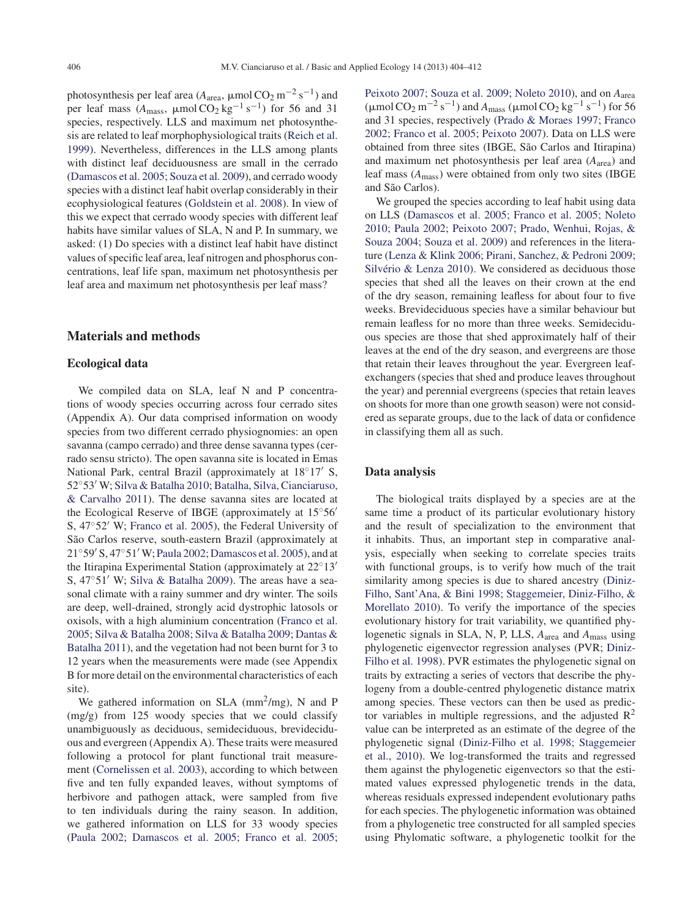photosynthesis per leaf area ($A_{area}$, $\mu$mol $CO_2$ $m^{-2}$ $s^{-1}$) and per leaf mass ($A_{mass}$, $\mu$mol $CO_2$ $kg^{-1}$ $s^{-1}$) for 56 and 31 species, respectively. LLS and maximum net photosynthesis are related to leaf morphophysiological traits (Reich et al. 1999). Nevertheless, differences in the LLS among plants with distinct leaf deciduousness are small in the cerrado (Damascos et al. 2005; Souza et al. 2009), and cerrado woody species with a distinct leaf habit overlap considerably in their ecophysiological features (Goldstein et al. 2008). In view of this we expect that cerrado woody species with different leaf habits have similar values of SLA, N and P. In summary, we asked: (1) Do species with a distinct leaf habit have distinct values of specific leaf area, leaf nitrogen and phosphorus concentrations, leaf life span, maximum net photosynthesis per leaf area and maximum net photosynthesis per leaf mass?

## Materials and methods

### Ecological data

We compiled data on SLA, leaf N and P concentrations of woody species occurring across four cerrado sites (Appendix A). Our data comprised information on woody species from two different cerrado physiognomies: an open savanna (campo cerrado) and three dense savanna types (cerrado sensu stricto). The open savanna site is located in Emas National Park, central Brazil (approximately at 18°17′ S, 52°53′ W; Silva & Batalha 2010; Batalha, Silva, Cianciaruso, & Carvalho 2011). The dense savanna sites are located at the Ecological Reserve of IBGE (approximately at 15°56′ S, 47°52′ W; Franco et al. 2005), the Federal University of São Carlos reserve, south-eastern Brazil (approximately at 21°59′ S, 47°51′ W; Paula 2002; Damascos et al. 2005), and at the Itirapina Experimental Station (approximately at 22°13′ S, 47°51′ W; Silva & Batalha 2009). The areas have a seasonal climate with a rainy summer and dry winter. The soils are deep, well-drained, strongly acid dystrophic latosols or oxisols, with a high aluminium concentration (Franco et al. 2005; Silva & Batalha 2008; Silva & Batalha 2009; Dantas & Batalha 2011), and the vegetation had not been burnt for 3 to 12 years when the measurements were made (see Appendix B for more detail on the environmental characteristics of each site).

We gathered information on SLA ($mm^2$/mg), N and P (mg/g) from 125 woody species that we could classify unambiguously as deciduous, semideciduous, brevideciduous and evergreen (Appendix A). These traits were measured following a protocol for plant functional trait measurement (Cornelissen et al. 2003), according to which between five and ten fully expanded leaves, without symptoms of herbivore and pathogen attack, were sampled from five to ten individuals during the rainy season. In addition, we gathered information on LLS for 33 woody species (Paula 2002; Damascos et al. 2005; Franco et al. 2005; Peixoto 2007; Souza et al. 2009; Noleto 2010), and on $A_{area}$ ($\mu$mol $CO_2$ $m^{-2}$ $s^{-1}$) and $A_{mass}$ ($\mu$mol $CO_2$ $kg^{-1}$ $s^{-1}$) for 56 and 31 species, respectively (Prado & Moraes 1997; Franco 2002; Franco et al. 2005; Peixoto 2007). Data on LLS were obtained from three sites (IBGE, São Carlos and Itirapina) and maximum net photosynthesis per leaf area ($A_{area}$) and leaf mass ($A_{mass}$) were obtained from only two sites (IBGE and São Carlos).

We grouped the species according to leaf habit using data on LLS (Damascos et al. 2005; Franco et al. 2005; Noleto 2010; Paula 2002; Peixoto 2007; Prado, Wenhui, Rojas, & Souza 2004; Souza et al. 2009) and references in the literature (Lenza & Klink 2006; Pirani, Sanchez, & Pedroni 2009; Silvério & Lenza 2010). We considered as deciduous those species that shed all the leaves on their crown at the end of the dry season, remaining leafless for about four to five weeks. Brevideciduous species have a similar behaviour but remain leafless for no more than three weeks. Semideciduous species are those that shed approximately half of their leaves at the end of the dry season, and evergreens are those that retain their leaves throughout the year. Evergreen leaf-exchangers (species that shed and produce leaves throughout the year) and perennial evergreens (species that retain leaves on shoots for more than one growth season) were not considered as separate groups, due to the lack of data or confidence in classifying them all as such.

### Data analysis

The biological traits displayed by a species are at the same time a product of its particular evolutionary history and the result of specialization to the environment that it inhabits. Thus, an important step in comparative analysis, especially when seeking to correlate species traits with functional groups, is to verify how much of the trait similarity among species is due to shared ancestry (Diniz-Filho, Sant'Ana, & Bini 1998; Staggemeier, Diniz-Filho, & Morellato 2010). To verify the importance of the species evolutionary history for trait variability, we quantified phylogenetic signals in SLA, N, P, LLS, $A_{area}$ and $A_{mass}$ using phylogenetic eigenvector regression analyses (PVR; Diniz-Filho et al. 1998). PVR estimates the phylogenetic signal on traits by extracting a series of vectors that describe the phylogeny from a double-centred phylogenetic distance matrix among species. These vectors can then be used as predictor variables in multiple regressions, and the adjusted $R^2$ value can be interpreted as an estimate of the degree of the phylogenetic signal (Diniz-Filho et al. 1998; Staggemeier et al., 2010). We log-transformed the traits and regressed them against the phylogenetic eigenvectors so that the estimated values expressed phylogenetic trends in the data, whereas residuals expressed independent evolutionary paths for each species. The phylogenetic information was obtained from a phylogenetic tree constructed for all sampled species using Phylomatic software, a phylogenetic toolkit for the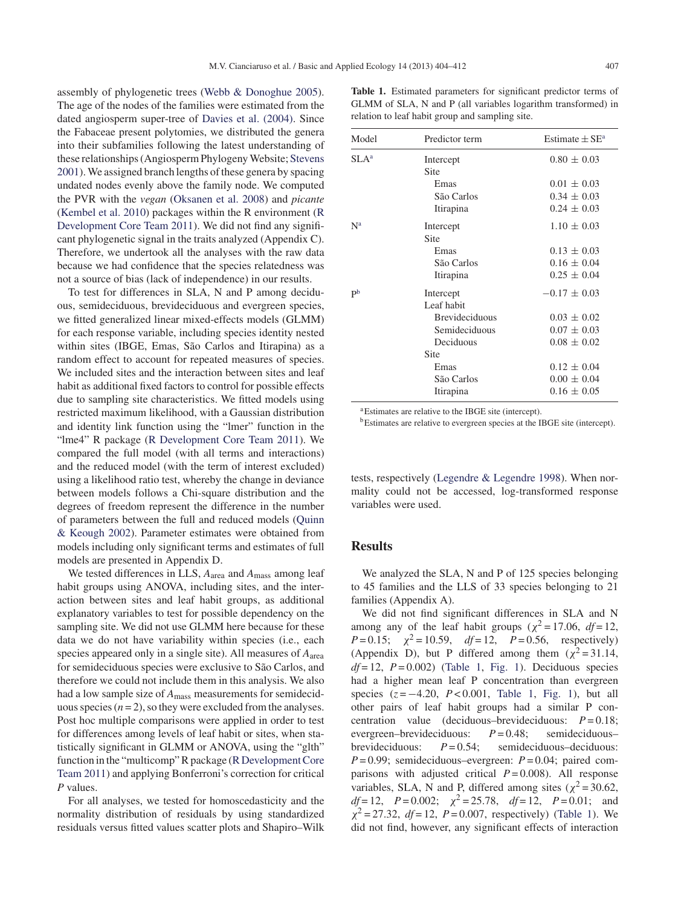assembly of phylogenetic trees (Webb & Donoghue 2005). The age of the nodes of the families were estimated from the dated angiosperm super-tree of Davies et al. (2004). Since the Fabaceae present polytomies, we distributed the genera into their subfamilies following the latest understanding of these relationships (Angiosperm Phylogeny Website; Stevens 2001). We assigned branch lengths of these genera by spacing undated nodes evenly above the family node. We computed the PVR with the *vegan* (Oksanen et al. 2008) and *picante* (Kembel et al. 2010) packages within the R environment (R Development Core Team 2011). We did not find any significant phylogenetic signal in the traits analyzed (Appendix C). Therefore, we undertook all the analyses with the raw data because we had confidence that the species relatedness was not a source of bias (lack of independence) in our results.

To test for differences in SLA, N and P among deciduous, semideciduous, brevideciduous and evergreen species, we fitted generalized linear mixed-effects models (GLMM) for each response variable, including species identity nested within sites (IBGE, Emas, São Carlos and Itirapina) as a random effect to account for repeated measures of species. We included sites and the interaction between sites and leaf habit as additional fixed factors to control for possible effects due to sampling site characteristics. We fitted models using restricted maximum likelihood, with a Gaussian distribution and identity link function using the "lmer" function in the "lme4" R package (R Development Core Team 2011). We compared the full model (with all terms and interactions) and the reduced model (with the term of interest excluded) using a likelihood ratio test, whereby the change in deviance between models follows a Chi-square distribution and the degrees of freedom represent the difference in the number of parameters between the full and reduced models (Quinn & Keough 2002). Parameter estimates were obtained from models including only significant terms and estimates of full models are presented in Appendix D.

We tested differences in LLS, $A_{area}$ and $A_{mass}$ among leaf habit groups using ANOVA, including sites, and the interaction between sites and leaf habit groups, as additional explanatory variables to test for possible dependency on the sampling site. We did not use GLMM here because for these data we do not have variability within species (i.e., each species appeared only in a single site). All measures of $A_{area}$ for semideciduous species were exclusive to São Carlos, and therefore we could not include them in this analysis. We also had a low sample size of $A_{mass}$ measurements for semideciduous species ($n = 2$), so they were excluded from the analyses. Post hoc multiple comparisons were applied in order to test for differences among levels of leaf habit or sites, when statistically significant in GLMM or ANOVA, using the "glth" function in the "multicomp" R package (R Development Core Team 2011) and applying Bonferroni's correction for critical *P* values.

For all analyses, we tested for homoscedasticity and the normality distribution of residuals by using standardized residuals versus fitted values scatter plots and Shapiro–Wilk tests, respectively (Legendre & Legendre 1998). When normality could not be accessed, log-transformed response variables were used.

**Table 1.** Estimated parameters for significant predictor terms of GLMM of SLA, N and P (all variables logarithm transformed) in relation to leaf habit group and sampling site.

| Model | Predictor term | Estimate ± SE[a] |
|---|---|---|
| SLA[a] | Intercept | 0.80 ± 0.03 |
| | Site | |
| | Emas | 0.01 ± 0.03 |
| | São Carlos | 0.34 ± 0.03 |
| | Itirapina | 0.24 ± 0.03 |
| N[a] | Intercept | 1.10 ± 0.03 |
| | Site | |
| | Emas | 0.13 ± 0.03 |
| | São Carlos | 0.16 ± 0.04 |
| | Itirapina | 0.25 ± 0.04 |
| P[b] | Intercept | −0.17 ± 0.03 |
| | Leaf habit | |
| | Brevideciduous | 0.03 ± 0.02 |
| | Semideciduous | 0.07 ± 0.03 |
| | Deciduous | 0.08 ± 0.02 |
| | Site | |
| | Emas | 0.12 ± 0.04 |
| | São Carlos | 0.00 ± 0.04 |
| | Itirapina | 0.16 ± 0.05 |

[a] Estimates are relative to the IBGE site (intercept).
[b] Estimates are relative to evergreen species at the IBGE site (intercept).

## Results

We analyzed the SLA, N and P of 125 species belonging to 45 families and the LLS of 33 species belonging to 21 families (Appendix A).

We did not find significant differences in SLA and N among any of the leaf habit groups ($\chi^2 = 17.06$, $df = 12$, $P = 0.15$; $\chi^2 = 10.59$, $df = 12$, $P = 0.56$, respectively) (Appendix D), but P differed among them ($\chi^2 = 31.14$, $df = 12$, $P = 0.002$) (Table 1, Fig. 1). Deciduous species had a higher mean leaf P concentration than evergreen species ($z = -4.20$, $P < 0.001$, Table 1, Fig. 1), but all other pairs of leaf habit groups had a similar P concentration value (deciduous–brevideciduous: $P = 0.18$; evergreen–brevideciduous: $P = 0.48$; semideciduous–brevideciduous: $P = 0.54$; semideciduous–deciduous: $P = 0.99$; semideciduous–evergreen: $P = 0.04$; paired comparisons with adjusted critical $P = 0.008$). All response variables, SLA, N and P, differed among sites ($\chi^2 = 30.62$, $df = 12$, $P = 0.002$; $\chi^2 = 25.78$, $df = 12$, $P = 0.01$; and $\chi^2 = 27.32$, $df = 12$, $P = 0.007$, respectively) (Table 1). We did not find, however, any significant effects of interaction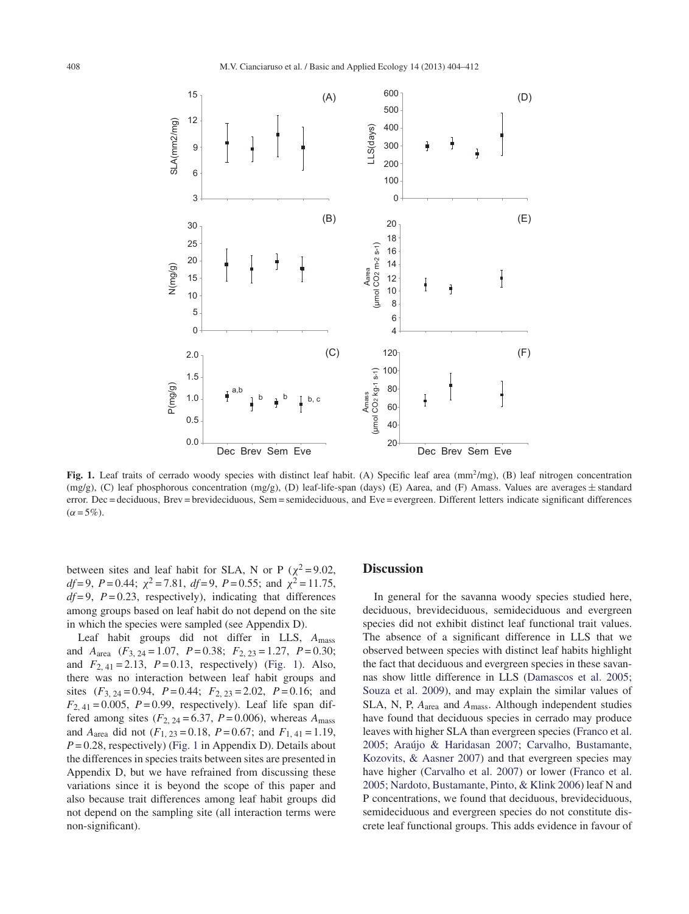(A)

SLA(mm2/mg)

15
12
9
6
3

(D)

LLS(days)

600
500
400
300
200
100
0

(B)

N(mg/g)

30
25
20
15
10
5
0

(E)

Aarea (μmol CO2 m-2 s-1)

20
18
16
14
12
10
8
6
4

(C)

P(mg/g)

2.0
1.5
1.0
0.5
0.0

a,b
b
b
b, c

(F)

Amass (μmol CO2 kg-1 s-1)

120
100
80
60
40
20

Dec Brev Sem Eve

Dec Brev Sem Eve

**Fig. 1.** Leaf traits of cerrado woody species with distinct leaf habit. (A) Specific leaf area ($mm^2$/mg), (B) leaf nitrogen concentration (mg/g), (C) leaf phosphorous concentration (mg/g), (D) leaf-life-span (days) (E) Aarea, and (F) Amass. Values are averages ± standard error. Dec = deciduous, Brev = brevideciduous, Sem = semideciduous, and Eve = evergreen. Different letters indicate significant differences ($\alpha$ = 5%).

between sites and leaf habit for SLA, N or P ($\chi^2 = 9.02$, $df = 9$, $P = 0.44$; $\chi^2 = 7.81$, $df = 9$, $P = 0.55$; and $\chi^2 = 11.75$, $df = 9$, $P = 0.23$, respectively), indicating that differences among groups based on leaf habit do not depend on the site in which the species were sampled (see Appendix D).

Leaf habit groups did not differ in LLS, $A_{mass}$ and $A_{area}$ ($F_{3,24} = 1.07$, $P = 0.38$; $F_{2,23} = 1.27$, $P = 0.30$; and $F_{2,41} = 2.13$, $P = 0.13$, respectively) (Fig. 1). Also, there was no interaction between leaf habit groups and sites ($F_{3,24} = 0.94$, $P = 0.44$; $F_{2,23} = 2.02$, $P = 0.16$; and $F_{2,41} = 0.005$, $P = 0.99$, respectively). Leaf life span differed among sites ($F_{2,24} = 6.37$, $P = 0.006$), whereas $A_{mass}$ and $A_{area}$ did not ($F_{1,23} = 0.18$, $P = 0.67$; and $F_{1,41} = 1.19$, $P = 0.28$, respectively) (Fig. 1 in Appendix D). Details about the differences in species traits between sites are presented in Appendix D, but we have refrained from discussing these variations since it is beyond the scope of this paper and also because trait differences among leaf habit groups did not depend on the sampling site (all interaction terms were non-significant).

## Discussion

In general for the savanna woody species studied here, deciduous, brevideciduous, semideciduous and evergreen species did not exhibit distinct leaf functional trait values. The absence of a significant difference in LLS that we observed between species with distinct leaf habits highlight the fact that deciduous and evergreen species in these savannas show little difference in LLS (Damascos et al. 2005; Souza et al. 2009), and may explain the similar values of SLA, N, P, $A_{area}$ and $A_{mass}$. Although independent studies have found that deciduous species in cerrado may produce leaves with higher SLA than evergreen species (Franco et al. 2005; Araújo & Haridasan 2007; Carvalho, Bustamante, Kozovits, & Aasner 2007) and that evergreen species may have higher (Carvalho et al. 2007) or lower (Franco et al. 2005; Nardoto, Bustamante, Pinto, & Klink 2006) leaf N and P concentrations, we found that deciduous, brevideciduous, semideciduous and evergreen species do not constitute discrete leaf functional groups. This adds evidence in favour of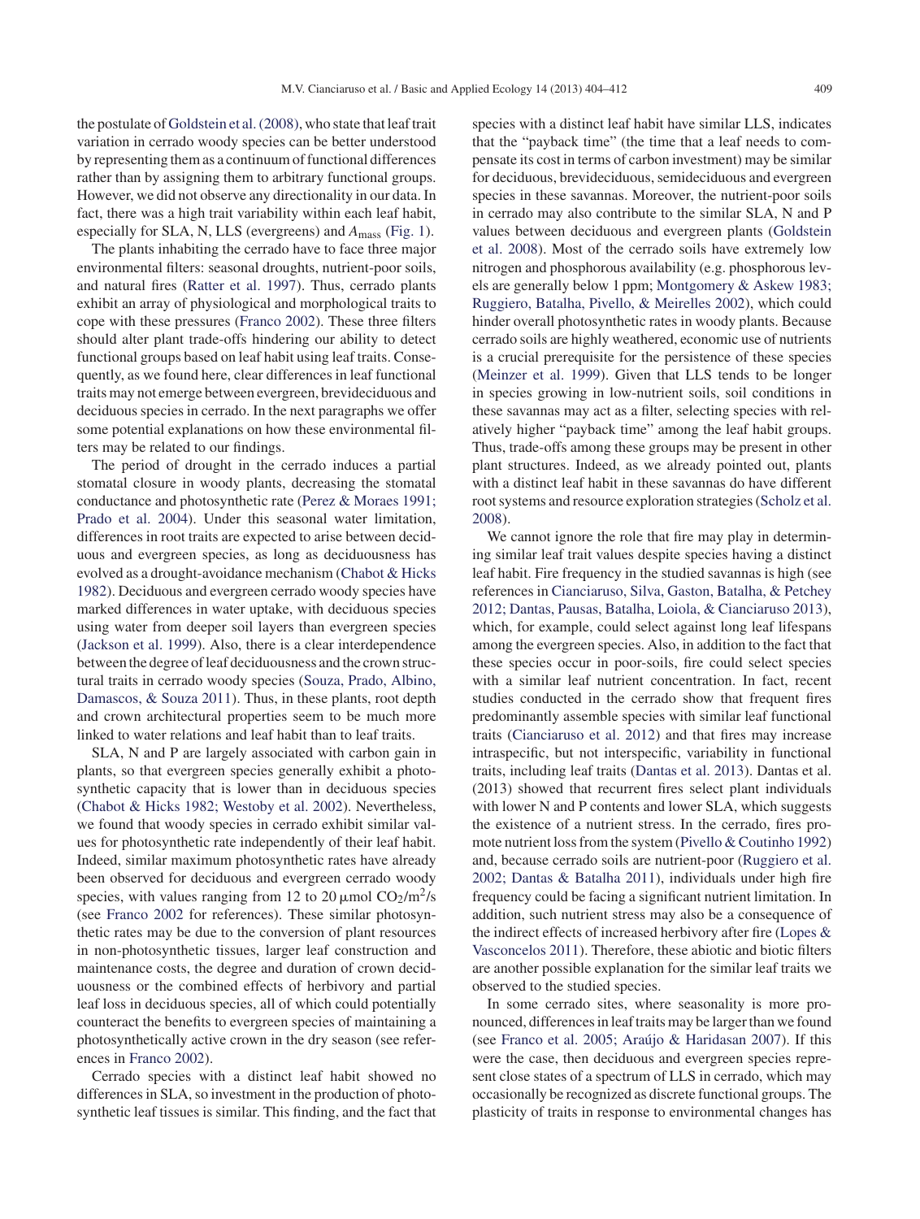the postulate of Goldstein et al. (2008), who state that leaf trait variation in cerrado woody species can be better understood by representing them as a continuum of functional differences rather than by assigning them to arbitrary functional groups. However, we did not observe any directionality in our data. In fact, there was a high trait variability within each leaf habit, especially for SLA, N, LLS (evergreens) and $A_{mass}$ (Fig. 1).

The plants inhabiting the cerrado have to face three major environmental filters: seasonal droughts, nutrient-poor soils, and natural fires (Ratter et al. 1997). Thus, cerrado plants exhibit an array of physiological and morphological traits to cope with these pressures (Franco 2002). These three filters should alter plant trade-offs hindering our ability to detect functional groups based on leaf habit using leaf traits. Consequently, as we found here, clear differences in leaf functional traits may not emerge between evergreen, brevideciduous and deciduous species in cerrado. In the next paragraphs we offer some potential explanations on how these environmental filters may be related to our findings.

The period of drought in the cerrado induces a partial stomatal closure in woody plants, decreasing the stomatal conductance and photosynthetic rate (Perez & Moraes 1991; Prado et al. 2004). Under this seasonal water limitation, differences in root traits are expected to arise between deciduous and evergreen species, as long as deciduousness has evolved as a drought-avoidance mechanism (Chabot & Hicks 1982). Deciduous and evergreen cerrado woody species have marked differences in water uptake, with deciduous species using water from deeper soil layers than evergreen species (Jackson et al. 1999). Also, there is a clear interdependence between the degree of leaf deciduousness and the crown structural traits in cerrado woody species (Souza, Prado, Albino, Damascos, & Souza 2011). Thus, in these plants, root depth and crown architectural properties seem to be much more linked to water relations and leaf habit than to leaf traits.

SLA, N and P are largely associated with carbon gain in plants, so that evergreen species generally exhibit a photosynthetic capacity that is lower than in deciduous species (Chabot & Hicks 1982; Westoby et al. 2002). Nevertheless, we found that woody species in cerrado exhibit similar values for photosynthetic rate independently of their leaf habit. Indeed, similar maximum photosynthetic rates have already been observed for deciduous and evergreen cerrado woody species, with values ranging from 12 to 20 $\mu$mol $CO_2/m^2/s$ (see Franco 2002 for references). These similar photosynthetic rates may be due to the conversion of plant resources in non-photosynthetic tissues, larger leaf construction and maintenance costs, the degree and duration of crown deciduousness or the combined effects of herbivory and partial leaf loss in deciduous species, all of which could potentially counteract the benefits to evergreen species of maintaining a photosynthetically active crown in the dry season (see references in Franco 2002).

Cerrado species with a distinct leaf habit showed no differences in SLA, so investment in the production of photosynthetic leaf tissues is similar. This finding, and the fact that species with a distinct leaf habit have similar LLS, indicates that the "payback time" (the time that a leaf needs to compensate its cost in terms of carbon investment) may be similar for deciduous, brevideciduous, semideciduous and evergreen species in these savannas. Moreover, the nutrient-poor soils in cerrado may also contribute to the similar SLA, N and P values between deciduous and evergreen plants (Goldstein et al. 2008). Most of the cerrado soils have extremely low nitrogen and phosphorous availability (e.g. phosphorous levels are generally below 1 ppm; Montgomery & Askew 1983; Ruggiero, Batalha, Pivello, & Meirelles 2002), which could hinder overall photosynthetic rates in woody plants. Because cerrado soils are highly weathered, economic use of nutrients is a crucial prerequisite for the persistence of these species (Meinzer et al. 1999). Given that LLS tends to be longer in species growing in low-nutrient soils, soil conditions in these savannas may act as a filter, selecting species with relatively higher "payback time" among the leaf habit groups. Thus, trade-offs among these groups may be present in other plant structures. Indeed, as we already pointed out, plants with a distinct leaf habit in these savannas do have different root systems and resource exploration strategies (Scholz et al. 2008).

We cannot ignore the role that fire may play in determining similar leaf trait values despite species having a distinct leaf habit. Fire frequency in the studied savannas is high (see references in Cianciaruso, Silva, Gaston, Batalha, & Petchey 2012; Dantas, Pausas, Batalha, Loiola, & Cianciaruso 2013), which, for example, could select against long leaf lifespans among the evergreen species. Also, in addition to the fact that these species occur in poor-soils, fire could select species with a similar leaf nutrient concentration. In fact, recent studies conducted in the cerrado show that frequent fires predominantly assemble species with similar leaf functional traits (Cianciaruso et al. 2012) and that fires may increase intraspecific, but not interspecific, variability in functional traits, including leaf traits (Dantas et al. 2013). Dantas et al. (2013) showed that recurrent fires select plant individuals with lower N and P contents and lower SLA, which suggests the existence of a nutrient stress. In the cerrado, fires promote nutrient loss from the system (Pivello & Coutinho 1992) and, because cerrado soils are nutrient-poor (Ruggiero et al. 2002; Dantas & Batalha 2011), individuals under high fire frequency could be facing a significant nutrient limitation. In addition, such nutrient stress may also be a consequence of the indirect effects of increased herbivory after fire (Lopes & Vasconcelos 2011). Therefore, these abiotic and biotic filters are another possible explanation for the similar leaf traits we observed to the studied species.

In some cerrado sites, where seasonality is more pronounced, differences in leaf traits may be larger than we found (see Franco et al. 2005; Araújo & Haridasan 2007). If this were the case, then deciduous and evergreen species represent close states of a spectrum of LLS in cerrado, which may occasionally be recognized as discrete functional groups. The plasticity of traits in response to environmental changes has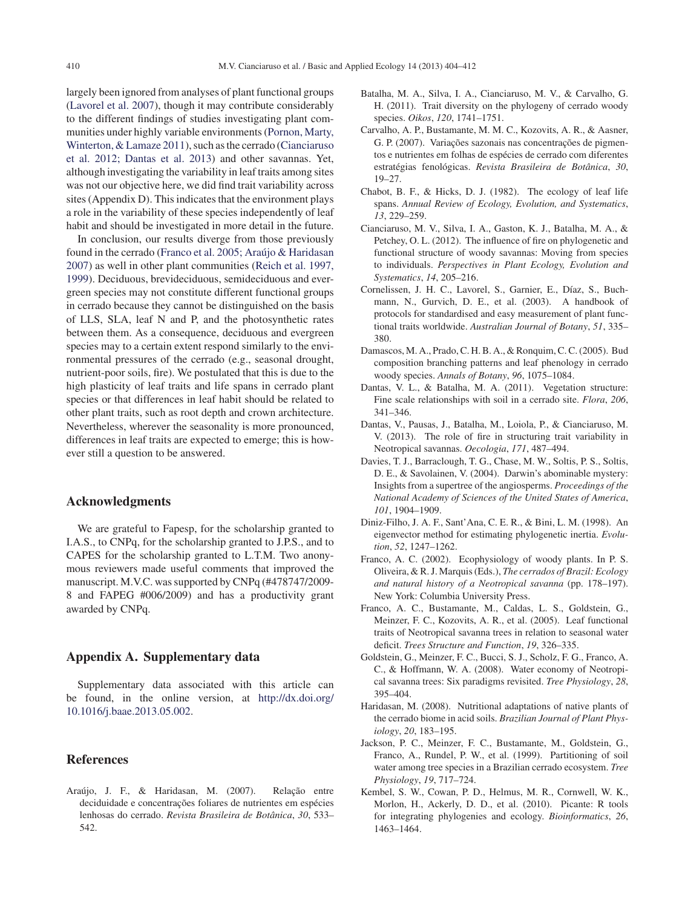largely been ignored from analyses of plant functional groups (Lavorel et al. 2007), though it may contribute considerably to the different findings of studies investigating plant communities under highly variable environments (Pornon, Marty, Winterton, & Lamaze 2011), such as the cerrado (Cianciaruso et al. 2012; Dantas et al. 2013) and other savannas. Yet, although investigating the variability in leaf traits among sites was not our objective here, we did find trait variability across sites (Appendix D). This indicates that the environment plays a role in the variability of these species independently of leaf habit and should be investigated in more detail in the future.

In conclusion, our results diverge from those previously found in the cerrado (Franco et al. 2005; Araújo & Haridasan 2007) as well in other plant communities (Reich et al. 1997, 1999). Deciduous, brevideciduous, semideciduous and evergreen species may not constitute different functional groups in cerrado because they cannot be distinguished on the basis of LLS, SLA, leaf N and P, and the photosynthetic rates between them. As a consequence, deciduous and evergreen species may to a certain extent respond similarly to the environmental pressures of the cerrado (e.g., seasonal drought, nutrient-poor soils, fire). We postulated that this is due to the high plasticity of leaf traits and life spans in cerrado plant species or that differences in leaf habit should be related to other plant traits, such as root depth and crown architecture. Nevertheless, wherever the seasonality is more pronounced, differences in leaf traits are expected to emerge; this is however still a question to be answered.

## Acknowledgments

We are grateful to Fapesp, for the scholarship granted to I.A.S., to CNPq, for the scholarship granted to J.P.S., and to CAPES for the scholarship granted to L.T.M. Two anonymous reviewers made useful comments that improved the manuscript. M.V.C. was supported by CNPq (#478747/2009-8 and FAPEG #006/2009) and has a productivity grant awarded by CNPq.

## Appendix A. Supplementary data

Supplementary data associated with this article can be found, in the online version, at http://dx.doi.org/10.1016/j.baae.2013.05.002.

## References

Araújo, J. F., & Haridasan, M. (2007). Relação entre deciduidade e concentrações foliares de nutrientes em espécies lenhosas do cerrado. *Revista Brasileira de Botânica*, *30*, 533–542.

Batalha, M. A., Silva, I. A., Cianciaruso, M. V., & Carvalho, G. H. (2011). Trait diversity on the phylogeny of cerrado woody species. *Oikos*, *120*, 1741–1751.

Carvalho, A. P., Bustamante, M. M. C., Kozovits, A. R., & Aasner, G. P. (2007). Variações sazonais nas concentrações de pigmentos e nutrientes em folhas de espécies de cerrado com diferentes estratégias fenológicas. *Revista Brasileira de Botânica*, *30*, 19–27.

Chabot, B. F., & Hicks, D. J. (1982). The ecology of leaf life spans. *Annual Review of Ecology, Evolution, and Systematics*, *13*, 229–259.

Cianciaruso, M. V., Silva, I. A., Gaston, K. J., Batalha, M. A., & Petchey, O. L. (2012). The influence of fire on phylogenetic and functional structure of woody savannas: Moving from species to individuals. *Perspectives in Plant Ecology, Evolution and Systematics*, *14*, 205–216.

Cornelissen, J. H. C., Lavorel, S., Garnier, E., Díaz, S., Buchmann, N., Gurvich, D. E., et al. (2003). A handbook of protocols for standardised and easy measurement of plant functional traits worldwide. *Australian Journal of Botany*, *51*, 335–380.

Damascos, M. A., Prado, C. H. B. A., & Ronquim, C. C. (2005). Bud composition branching patterns and leaf phenology in cerrado woody species. *Annals of Botany*, *96*, 1075–1084.

Dantas, V. L., & Batalha, M. A. (2011). Vegetation structure: Fine scale relationships with soil in a cerrado site. *Flora*, *206*, 341–346.

Dantas, V., Pausas, J., Batalha, M., Loiola, P., & Cianciaruso, M. V. (2013). The role of fire in structuring trait variability in Neotropical savannas. *Oecologia*, *171*, 487–494.

Davies, T. J., Barraclough, T. G., Chase, M. W., Soltis, P. S., Soltis, D. E., & Savolainen, V. (2004). Darwin's abominable mystery: Insights from a supertree of the angiosperms. *Proceedings of the National Academy of Sciences of the United States of America*, *101*, 1904–1909.

Diniz-Filho, J. A. F., Sant'Ana, C. E. R., & Bini, L. M. (1998). An eigenvector method for estimating phylogenetic inertia. *Evolution*, *52*, 1247–1262.

Franco, A. C. (2002). Ecophysiology of woody plants. In P. S. Oliveira, & R. J. Marquis (Eds.), *The cerrados of Brazil: Ecology and natural history of a Neotropical savanna* (pp. 178–197). New York: Columbia University Press.

Franco, A. C., Bustamante, M., Caldas, L. S., Goldstein, G., Meinzer, F. C., Kozovits, A. R., et al. (2005). Leaf functional traits of Neotropical savanna trees in relation to seasonal water deficit. *Trees Structure and Function*, *19*, 326–335.

Goldstein, G., Meinzer, F. C., Bucci, S. J., Scholz, F. G., Franco, A. C., & Hoffmann, W. A. (2008). Water economy of Neotropical savanna trees: Six paradigms revisited. *Tree Physiology*, *28*, 395–404.

Haridasan, M. (2008). Nutritional adaptations of native plants of the cerrado biome in acid soils. *Brazilian Journal of Plant Physiology*, *20*, 183–195.

Jackson, P. C., Meinzer, F. C., Bustamante, M., Goldstein, G., Franco, A., Rundel, P. W., et al. (1999). Partitioning of soil water among tree species in a Brazilian cerrado ecosystem. *Tree Physiology*, *19*, 717–724.

Kembel, S. W., Cowan, P. D., Helmus, M. R., Cornwell, W. K., Morlon, H., Ackerly, D. D., et al. (2010). Picante: R tools for integrating phylogenies and ecology. *Bioinformatics*, *26*, 1463–1464.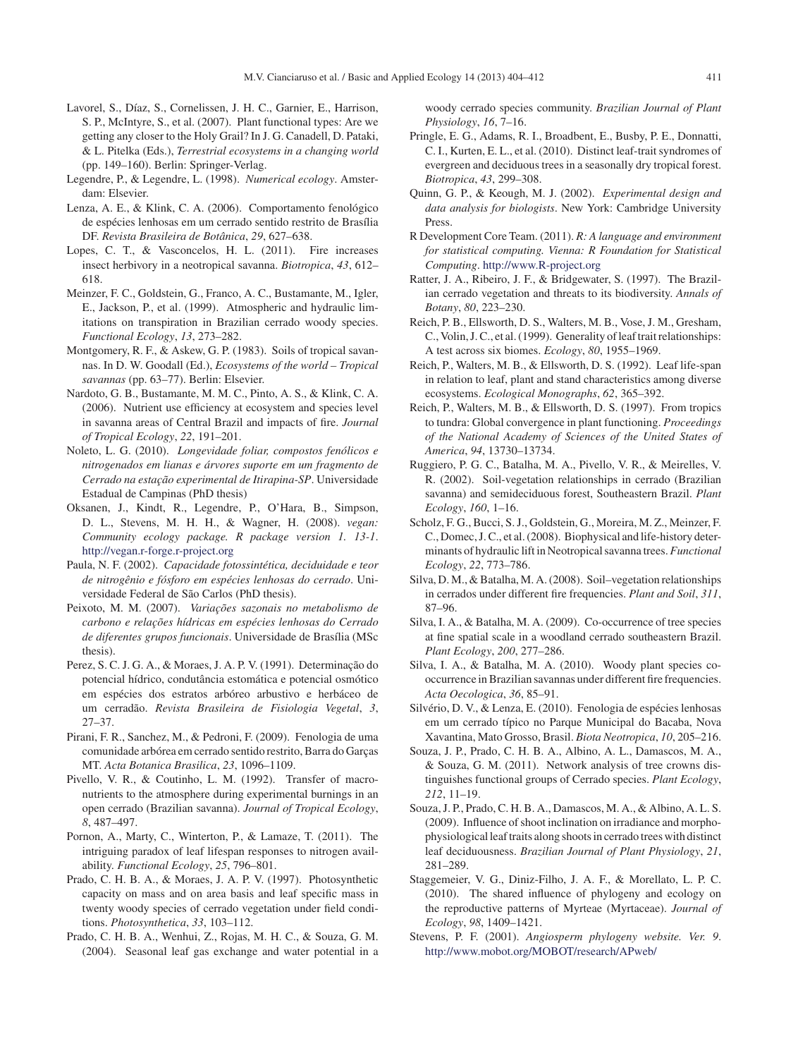Lavorel, S., Díaz, S., Cornelissen, J. H. C., Garnier, E., Harrison, S. P., McIntyre, S., et al. (2007). Plant functional types: Are we getting any closer to the Holy Grail? In J. G. Canadell, D. Pataki, & L. Pitelka (Eds.), *Terrestrial ecosystems in a changing world* (pp. 149–160). Berlin: Springer-Verlag.

Legendre, P., & Legendre, L. (1998). *Numerical ecology*. Amsterdam: Elsevier.

Lenza, A. E., & Klink, C. A. (2006). Comportamento fenológico de espécies lenhosas em um cerrado sentido restrito de Brasília DF. *Revista Brasileira de Botânica*, *29*, 627–638.

Lopes, C. T., & Vasconcelos, H. L. (2011). Fire increases insect herbivory in a neotropical savanna. *Biotropica*, *43*, 612–618.

Meinzer, F. C., Goldstein, G., Franco, A. C., Bustamante, M., Igler, E., Jackson, P., et al. (1999). Atmospheric and hydraulic limitations on transpiration in Brazilian cerrado woody species. *Functional Ecology*, *13*, 273–282.

Montgomery, R. F., & Askew, G. P. (1983). Soils of tropical savannas. In D. W. Goodall (Ed.), *Ecosystems of the world – Tropical savannas* (pp. 63–77). Berlin: Elsevier.

Nardoto, G. B., Bustamante, M. M. C., Pinto, A. S., & Klink, C. A. (2006). Nutrient use efficiency at ecosystem and species level in savanna areas of Central Brazil and impacts of fire. *Journal of Tropical Ecology*, *22*, 191–201.

Noleto, L. G. (2010). *Longevidade foliar, compostos fenólicos e nitrogenados em lianas e árvores suporte em um fragmento de Cerrado na estação experimental de Itirapina-SP*. Universidade Estadual de Campinas (PhD thesis)

Oksanen, J., Kindt, R., Legendre, P., O'Hara, B., Simpson, D. L., Stevens, M. H. H., & Wagner, H. (2008). *vegan: Community ecology package. R package version 1. 13-1*. http://vegan.r-forge.r-project.org

Paula, N. F. (2002). *Capacidade fotossintética, deciduidade e teor de nitrogênio e fósforo em espécies lenhosas do cerrado*. Universidade Federal de São Carlos (PhD thesis).

Peixoto, M. M. (2007). *Variações sazonais no metabolismo de carbono e relações hídricas em espécies lenhosas do Cerrado de diferentes grupos funcionais*. Universidade de Brasília (MSc thesis).

Perez, S. C. J. G. A., & Moraes, J. A. P. V. (1991). Determinação do potencial hídrico, condutância estomática e potencial osmótico em espécies dos estratos arbóreo arbustivo e herbáceo de um cerradão. *Revista Brasileira de Fisiologia Vegetal*, *3*, 27–37.

Pirani, F. R., Sanchez, M., & Pedroni, F. (2009). Fenologia de uma comunidade arbórea em cerrado sentido restrito, Barra do Garças MT. *Acta Botanica Brasilica*, *23*, 1096–1109.

Pivello, V. R., & Coutinho, L. M. (1992). Transfer of macronutrients to the atmosphere during experimental burnings in an open cerrado (Brazilian savanna). *Journal of Tropical Ecology*, *8*, 487–497.

Pornon, A., Marty, C., Winterton, P., & Lamaze, T. (2011). The intriguing paradox of leaf lifespan responses to nitrogen availability. *Functional Ecology*, *25*, 796–801.

Prado, C. H. B. A., & Moraes, J. A. P. V. (1997). Photosynthetic capacity on mass and on area basis and leaf specific mass in twenty woody species of cerrado vegetation under field conditions. *Photosynthetica*, *33*, 103–112.

Prado, C. H. B. A., Wenhui, Z., Rojas, M. H. C., & Souza, G. M. (2004). Seasonal leaf gas exchange and water potential in a woody cerrado species community. *Brazilian Journal of Plant Physiology*, *16*, 7–16.

Pringle, E. G., Adams, R. I., Broadbent, E., Busby, P. E., Donnatti, C. I., Kurten, E. L., et al. (2010). Distinct leaf-trait syndromes of evergreen and deciduous trees in a seasonally dry tropical forest. *Biotropica*, *43*, 299–308.

Quinn, G. P., & Keough, M. J. (2002). *Experimental design and data analysis for biologists*. New York: Cambridge University Press.

R Development Core Team. (2011). *R: A language and environment for statistical computing. Vienna: R Foundation for Statistical Computing*. http://www.R-project.org

Ratter, J. A., Ribeiro, J. F., & Bridgewater, S. (1997). The Brazilian cerrado vegetation and threats to its biodiversity. *Annals of Botany*, *80*, 223–230.

Reich, P. B., Ellsworth, D. S., Walters, M. B., Vose, J. M., Gresham, C., Volin, J. C., et al. (1999). Generality of leaf trait relationships: A test across six biomes. *Ecology*, *80*, 1955–1969.

Reich, P., Walters, M. B., & Ellsworth, D. S. (1992). Leaf life-span in relation to leaf, plant and stand characteristics among diverse ecosystems. *Ecological Monographs*, *62*, 365–392.

Reich, P., Walters, M. B., & Ellsworth, D. S. (1997). From tropics to tundra: Global convergence in plant functioning. *Proceedings of the National Academy of Sciences of the United States of America*, *94*, 13730–13734.

Ruggiero, P. G. C., Batalha, M. A., Pivello, V. R., & Meirelles, V. R. (2002). Soil-vegetation relationships in cerrado (Brazilian savanna) and semideciduous forest, Southeastern Brazil. *Plant Ecology*, *160*, 1–16.

Scholz, F. G., Bucci, S. J., Goldstein, G., Moreira, M. Z., Meinzer, F. C., Domec, J. C., et al. (2008). Biophysical and life-history determinants of hydraulic lift in Neotropical savanna trees. *Functional Ecology*, *22*, 773–786.

Silva, D. M., & Batalha, M. A. (2008). Soil–vegetation relationships in cerrados under different fire frequencies. *Plant and Soil*, *311*, 87–96.

Silva, I. A., & Batalha, M. A. (2009). Co-occurrence of tree species at fine spatial scale in a woodland cerrado southeastern Brazil. *Plant Ecology*, *200*, 277–286.

Silva, I. A., & Batalha, M. A. (2010). Woody plant species co-occurrence in Brazilian savannas under different fire frequencies. *Acta Oecologica*, *36*, 85–91.

Silvério, D. V., & Lenza, E. (2010). Fenologia de espécies lenhosas em um cerrado típico no Parque Municipal do Bacaba, Nova Xavantina, Mato Grosso, Brasil. *Biota Neotropica*, *10*, 205–216.

Souza, J. P., Prado, C. H. B. A., Albino, A. L., Damascos, M. A., & Souza, G. M. (2011). Network analysis of tree crowns distinguishes functional groups of Cerrado species. *Plant Ecology*, *212*, 11–19.

Souza, J. P., Prado, C. H. B. A., Damascos, M. A., & Albino, A. L. S. (2009). Influence of shoot inclination on irradiance and morphophysiological leaf traits along shoots in cerrado trees with distinct leaf deciduousness. *Brazilian Journal of Plant Physiology*, *21*, 281–289.

Staggemeier, V. G., Diniz-Filho, J. A. F., & Morellato, L. P. C. (2010). The shared influence of phylogeny and ecology on the reproductive patterns of Myrteae (Myrtaceae). *Journal of Ecology*, *98*, 1409–1421.

Stevens, P. F. (2001). *Angiosperm phylogeny website. Ver. 9*. http://www.mobot.org/MOBOT/research/APweb/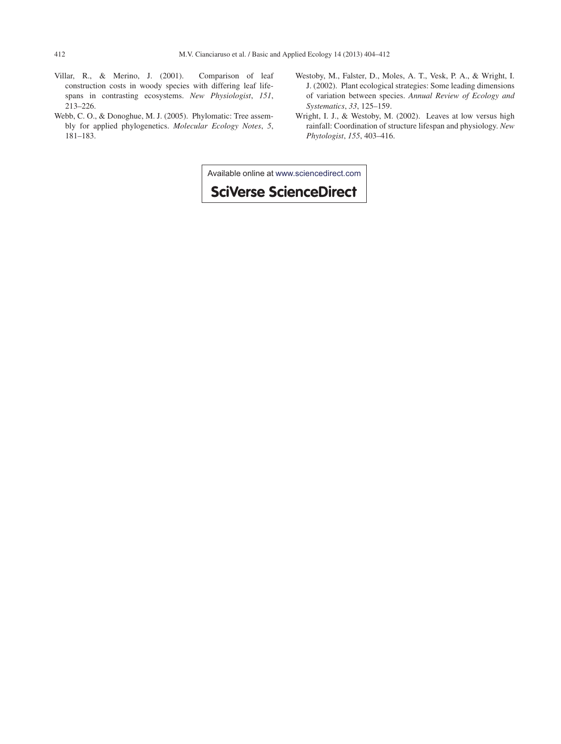Villar, R., & Merino, J. (2001). Comparison of leaf construction costs in woody species with differing leaf lifespans in contrasting ecosystems. *New Physiologist*, *151*, 213–226.

Webb, C. O., & Donoghue, M. J. (2005). Phylomatic: Tree assembly for applied phylogenetics. *Molecular Ecology Notes*, *5*, 181–183.

Westoby, M., Falster, D., Moles, A. T., Vesk, P. A., & Wright, I. J. (2002). Plant ecological strategies: Some leading dimensions of variation between species. *Annual Review of Ecology and Systematics*, *33*, 125–159.

Wright, I. J., & Westoby, M. (2002). Leaves at low versus high rainfall: Coordination of structure lifespan and physiology. *New Phytologist*, *155*, 403–416.

Available online at www.sciencedirect.com

**SciVerse ScienceDirect**